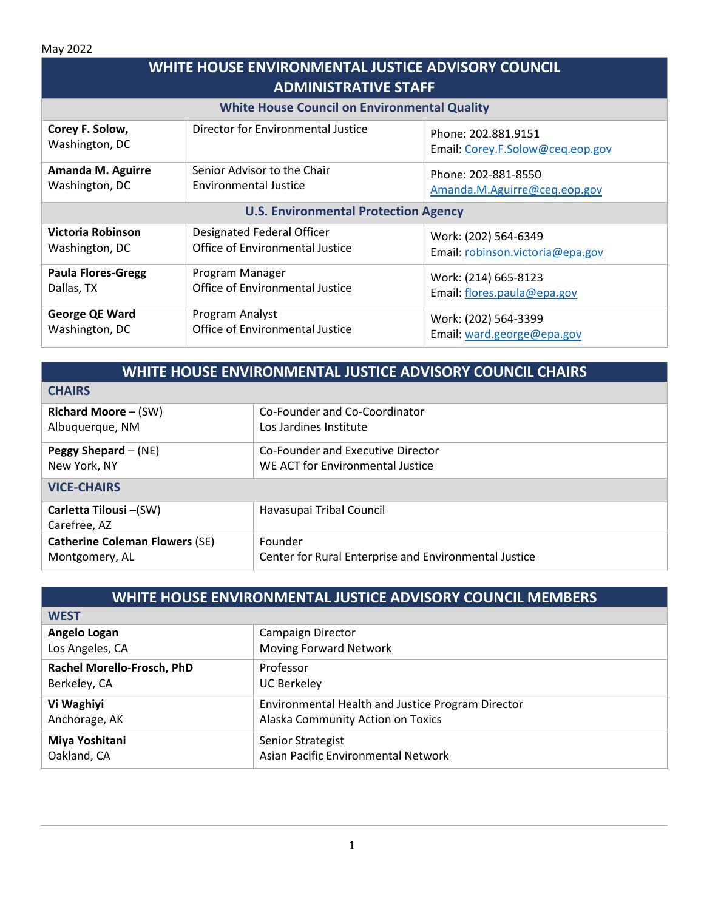May 2022

# WHITE HOUSE ENVIRONMENTAL JUSTICE ADVISORY COUNCIL ADMINISTRATIVE STAFF

| | | |
|---|---|---|
| **White House Council on Environmental Quality** | | |
| **Corey F. Solow,** Washington, DC | Director for Environmental Justice | Phone: 202.881.9151 Email: Corey.F.Solow@ceq.eop.gov |
| **Amanda M. Aguirre** Washington, DC | Senior Advisor to the Chair Environmental Justice | Phone: 202-881-8550 Amanda.M.Aguirre@ceq.eop.gov |
| **U.S. Environmental Protection Agency** | | |
| **Victoria Robinson** Washington, DC | Designated Federal Officer Office of Environmental Justice | Work: (202) 564-6349 Email: robinson.victoria@epa.gov |
| **Paula Flores-Gregg** Dallas, TX | Program Manager Office of Environmental Justice | Work: (214) 665-8123 Email: flores.paula@epa.gov |
| **George QE Ward** Washington, DC | Program Analyst Office of Environmental Justice | Work: (202) 564-3399 Email: ward.george@epa.gov |

# WHITE HOUSE ENVIRONMENTAL JUSTICE ADVISORY COUNCIL CHAIRS

| | |
|---|---|
| **CHAIRS** | |
| **Richard Moore** – (SW) Albuquerque, NM | Co-Founder and Co-Coordinator Los Jardines Institute |
| **Peggy Shepard** – (NE) New York, NY | Co-Founder and Executive Director WE ACT for Environmental Justice |
| **VICE-CHAIRS** | |
| **Carletta Tilousi** –(SW) Carefree, AZ | Havasupai Tribal Council |
| **Catherine Coleman Flowers** (SE) Montgomery, AL | Founder Center for Rural Enterprise and Environmental Justice |

# WHITE HOUSE ENVIRONMENTAL JUSTICE ADVISORY COUNCIL MEMBERS

| | |
|---|---|
| **WEST** | |
| **Angelo Logan** Los Angeles, CA | Campaign Director Moving Forward Network |
| **Rachel Morello-Frosch, PhD** Berkeley, CA | Professor UC Berkeley |
| **Vi Waghiyi** Anchorage, AK | Environmental Health and Justice Program Director Alaska Community Action on Toxics |
| **Miya Yoshitani** Oakland, CA | Senior Strategist Asian Pacific Environmental Network |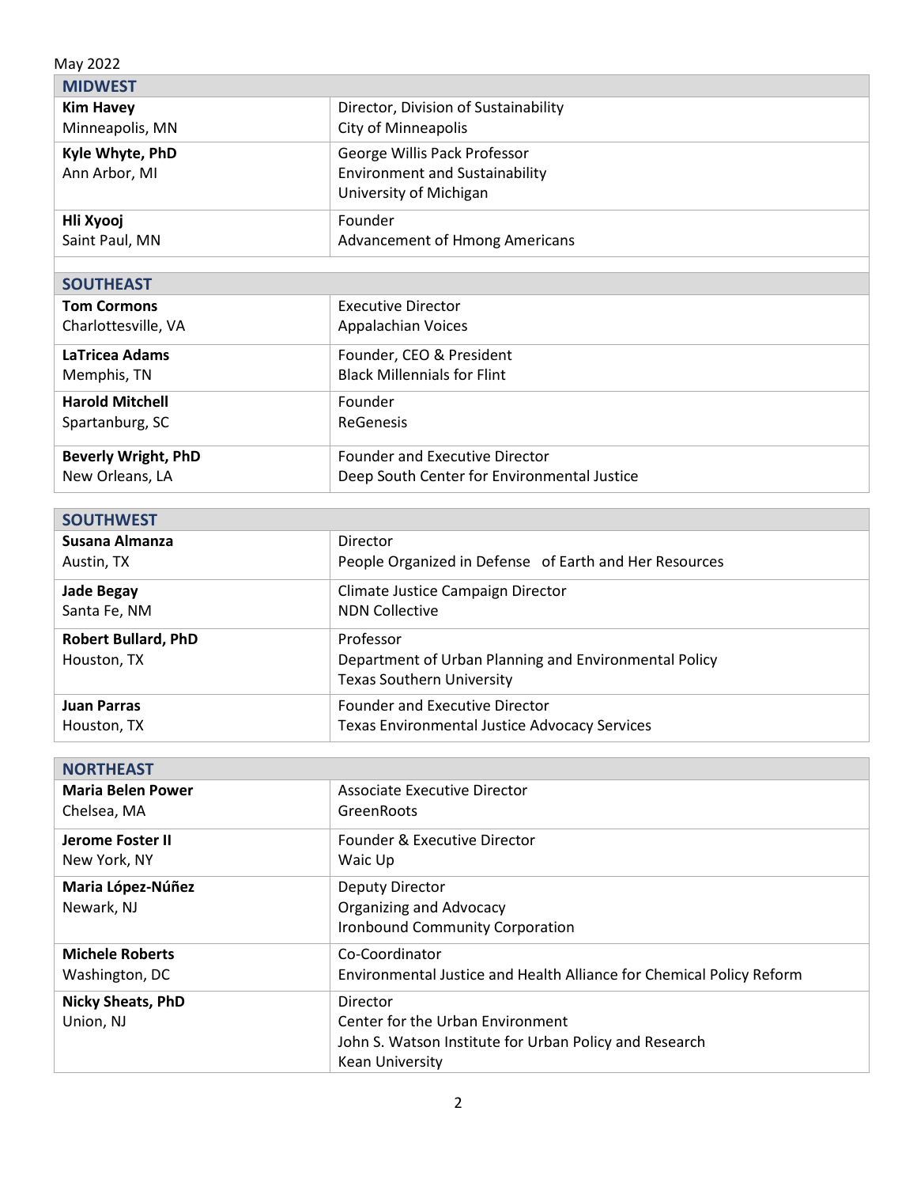May 2022

| MIDWEST | |
|---|---|
| **Kim Havey**<br>Minneapolis, MN | Director, Division of Sustainability<br>City of Minneapolis |
| **Kyle Whyte, PhD**<br>Ann Arbor, MI | George Willis Pack Professor<br>Environment and Sustainability<br>University of Michigan |
| **Hli Xyooj**<br>Saint Paul, MN | Founder<br>Advancement of Hmong Americans |

| SOUTHEAST | |
|---|---|
| **Tom Cormons**<br>Charlottesville, VA | Executive Director<br>Appalachian Voices |
| **LaTricea Adams**<br>Memphis, TN | Founder, CEO & President<br>Black Millennials for Flint |
| **Harold Mitchell**<br>Spartanburg, SC | Founder<br>ReGenesis |
| **Beverly Wright, PhD**<br>New Orleans, LA | Founder and Executive Director<br>Deep South Center for Environmental Justice |

| SOUTHWEST | |
|---|---|
| **Susana Almanza**<br>Austin, TX | Director<br>People Organized in Defense of Earth and Her Resources |
| **Jade Begay**<br>Santa Fe, NM | Climate Justice Campaign Director<br>NDN Collective |
| **Robert Bullard, PhD**<br>Houston, TX | Professor<br>Department of Urban Planning and Environmental Policy<br>Texas Southern University |
| **Juan Parras**<br>Houston, TX | Founder and Executive Director<br>Texas Environmental Justice Advocacy Services |

| NORTHEAST | |
|---|---|
| **Maria Belen Power**<br>Chelsea, MA | Associate Executive Director<br>GreenRoots |
| **Jerome Foster II**<br>New York, NY | Founder & Executive Director<br>Waic Up |
| **Maria López-Núñez**<br>Newark, NJ | Deputy Director<br>Organizing and Advocacy<br>Ironbound Community Corporation |
| **Michele Roberts**<br>Washington, DC | Co-Coordinator<br>Environmental Justice and Health Alliance for Chemical Policy Reform |
| **Nicky Sheats, PhD**<br>Union, NJ | Director<br>Center for the Urban Environment<br>John S. Watson Institute for Urban Policy and Research<br>Kean University |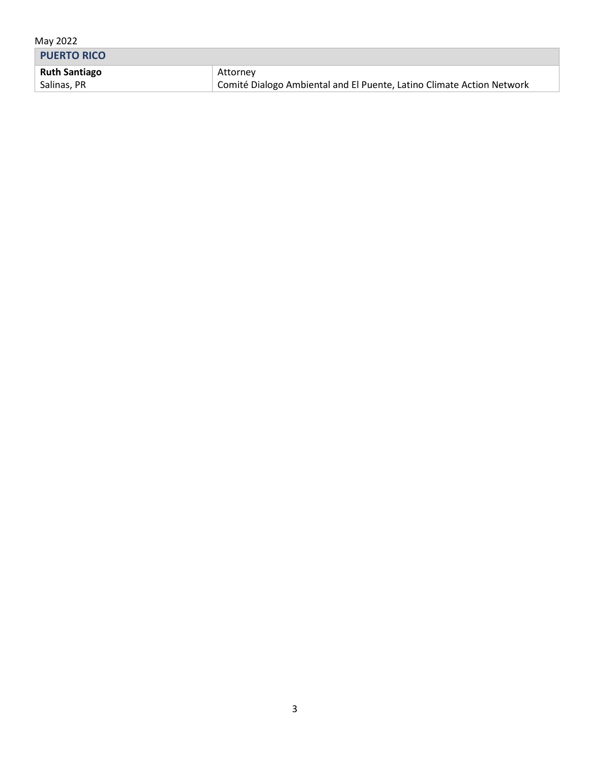May 2022

| PUERTO RICO | |
|---|---|
| **Ruth Santiago**<br>Salinas, PR | Attorney<br>Comité Dialogo Ambiental and El Puente, Latino Climate Action Network |